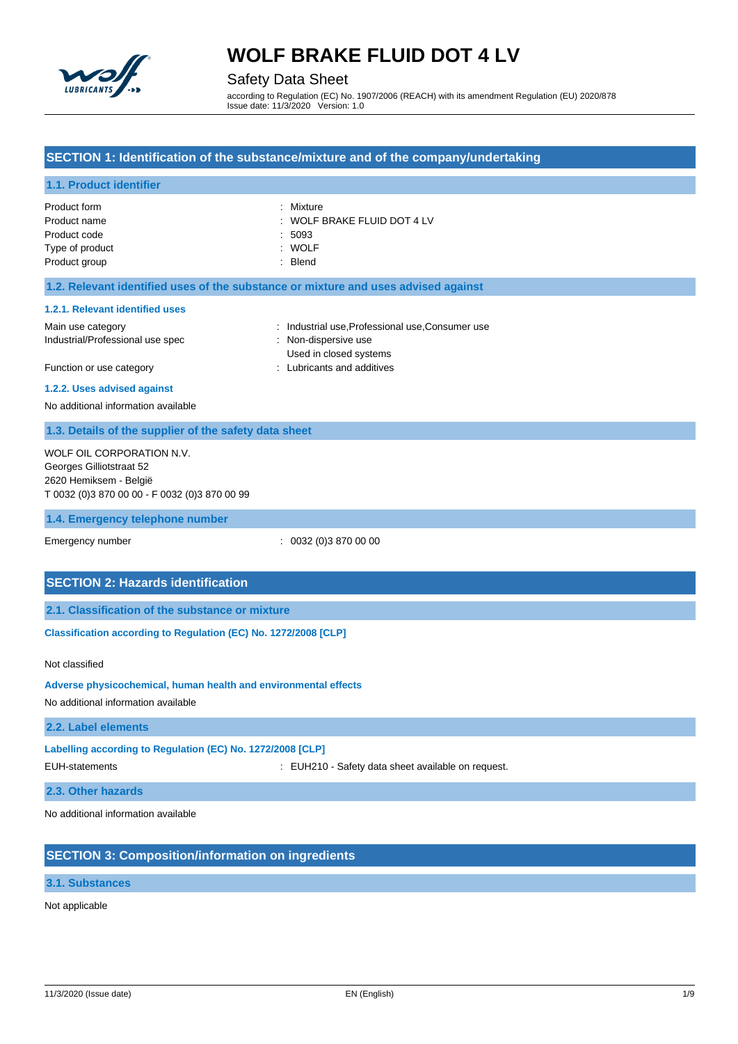# WOLF BRAKE FLUID DOT 4 LV

Safety Data Sheet

according to Regulation (EC) No. 1907/2006 (REACH) with its amendment Regulation (EU) 2020/878
Issue date: 11/3/2020 Version: 1.0

## SECTION 1: Identification of the substance/mixture and of the company/undertaking

### 1.1. Product identifier

| | |
|---|---|
| Product form | : Mixture |
| Product name | : WOLF BRAKE FLUID DOT 4 LV |
| Product code | : 5093 |
| Type of product | : WOLF |
| Product group | : Blend |

### 1.2. Relevant identified uses of the substance or mixture and uses advised against

#### 1.2.1. Relevant identified uses

| | |
|---|---|
| Main use category | : Industrial use,Professional use,Consumer use |
| Industrial/Professional use spec | : Non-dispersive use<br>Used in closed systems |
| Function or use category | : Lubricants and additives |

#### 1.2.2. Uses advised against

No additional information available

### 1.3. Details of the supplier of the safety data sheet

WOLF OIL CORPORATION N.V.
Georges Gilliotstraat 52
2620 Hemiksem - België
T 0032 (0)3 870 00 00 - F 0032 (0)3 870 00 99

### 1.4. Emergency telephone number

| | |
|---|---|
| Emergency number | : 0032 (0)3 870 00 00 |

## SECTION 2: Hazards identification

### 2.1. Classification of the substance or mixture

**Classification according to Regulation (EC) No. 1272/2008 [CLP]**

Not classified

**Adverse physicochemical, human health and environmental effects**

No additional information available

### 2.2. Label elements

**Labelling according to Regulation (EC) No. 1272/2008 [CLP]**

| | |
|---|---|
| EUH-statements | : EUH210 - Safety data sheet available on request. |

### 2.3. Other hazards

No additional information available

## SECTION 3: Composition/information on ingredients

### 3.1. Substances

Not applicable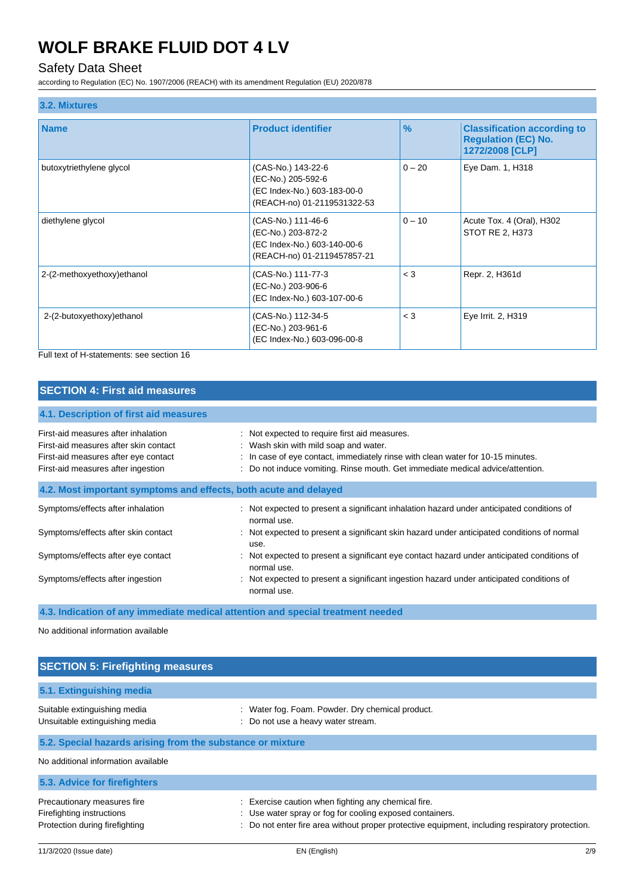### 3.2. Mixtures

| Name | Product identifier | % | Classification according to Regulation (EC) No. 1272/2008 [CLP] |
|---|---|---|---|
| butoxytriethylene glycol | (CAS-No.) 143-22-6<br>(EC-No.) 205-592-6<br>(EC Index-No.) 603-183-00-0<br>(REACH-no) 01-2119531322-53 | 0 – 20 | Eye Dam. 1, H318 |
| diethylene glycol | (CAS-No.) 111-46-6<br>(EC-No.) 203-872-2<br>(EC Index-No.) 603-140-00-6<br>(REACH-no) 01-2119457857-21 | 0 – 10 | Acute Tox. 4 (Oral), H302<br>STOT RE 2, H373 |
| 2-(2-methoxyethoxy)ethanol | (CAS-No.) 111-77-3<br>(EC-No.) 203-906-6<br>(EC Index-No.) 603-107-00-6 | < 3 | Repr. 2, H361d |
| 2-(2-butoxyethoxy)ethanol | (CAS-No.) 112-34-5<br>(EC-No.) 203-961-6<br>(EC Index-No.) 603-096-00-8 | < 3 | Eye Irrit. 2, H319 |

Full text of H-statements: see section 16

## SECTION 4: First aid measures

### 4.1. Description of first aid measures

First-aid measures after inhalation : Not expected to require first aid measures.
First-aid measures after skin contact : Wash skin with mild soap and water.
First-aid measures after eye contact : In case of eye contact, immediately rinse with clean water for 10-15 minutes.
First-aid measures after ingestion : Do not induce vomiting. Rinse mouth. Get immediate medical advice/attention.

### 4.2. Most important symptoms and effects, both acute and delayed

Symptoms/effects after inhalation : Not expected to present a significant inhalation hazard under anticipated conditions of normal use.
Symptoms/effects after skin contact : Not expected to present a significant skin hazard under anticipated conditions of normal use.
Symptoms/effects after eye contact : Not expected to present a significant eye contact hazard under anticipated conditions of normal use.
Symptoms/effects after ingestion : Not expected to present a significant ingestion hazard under anticipated conditions of normal use.

### 4.3. Indication of any immediate medical attention and special treatment needed

No additional information available

## SECTION 5: Firefighting measures

### 5.1. Extinguishing media

Suitable extinguishing media : Water fog. Foam. Powder. Dry chemical product.
Unsuitable extinguishing media : Do not use a heavy water stream.

### 5.2. Special hazards arising from the substance or mixture

No additional information available

### 5.3. Advice for firefighters

Precautionary measures fire : Exercise caution when fighting any chemical fire.
Firefighting instructions : Use water spray or fog for cooling exposed containers.
Protection during firefighting : Do not enter fire area without proper protective equipment, including respiratory protection.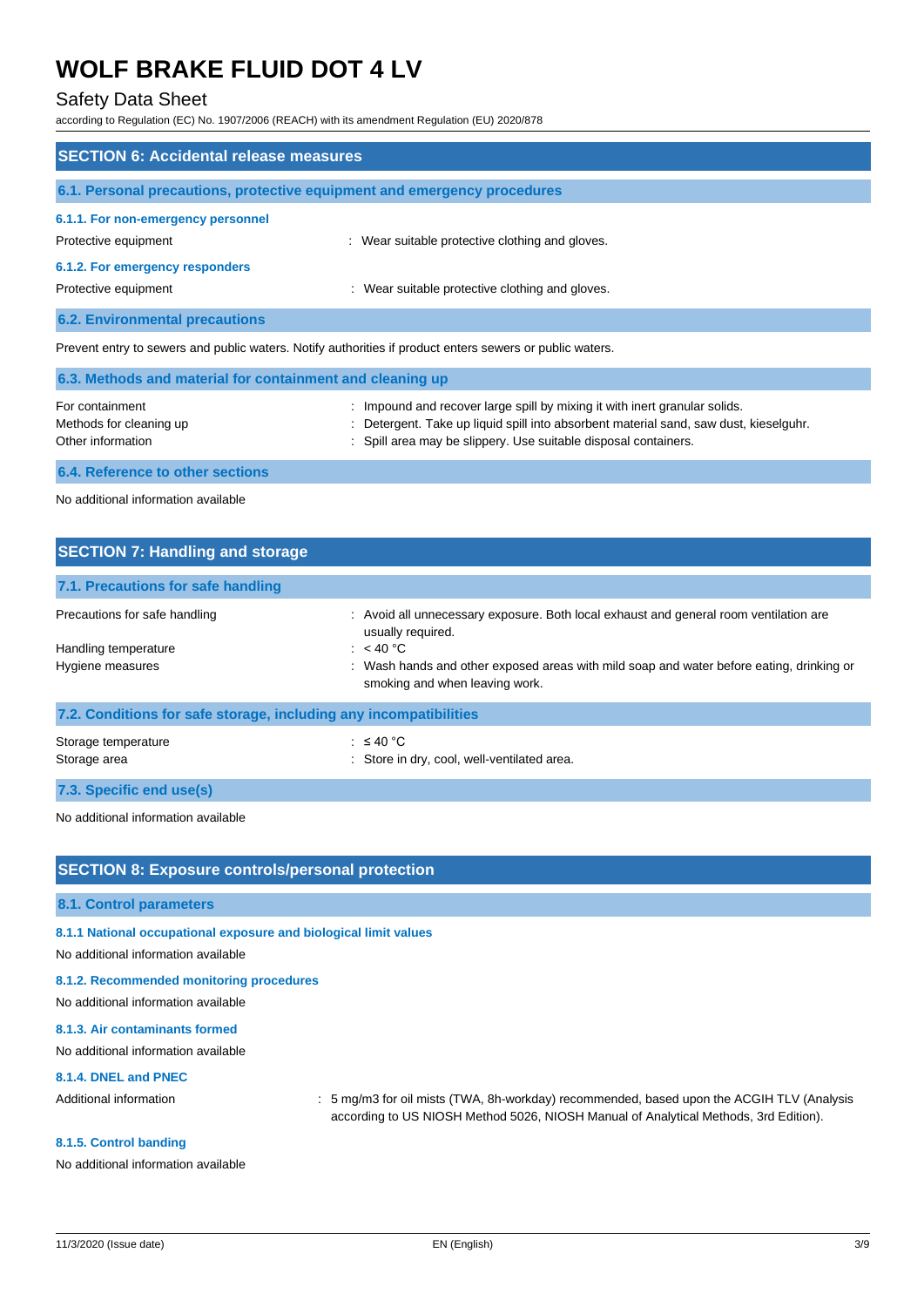## SECTION 6: Accidental release measures

### 6.1. Personal precautions, protective equipment and emergency procedures

#### 6.1.1. For non-emergency personnel

Protective equipment : Wear suitable protective clothing and gloves.

#### 6.1.2. For emergency responders

Protective equipment : Wear suitable protective clothing and gloves.

### 6.2. Environmental precautions

Prevent entry to sewers and public waters. Notify authorities if product enters sewers or public waters.

### 6.3. Methods and material for containment and cleaning up

For containment : Impound and recover large spill by mixing it with inert granular solids.

Methods for cleaning up : Detergent. Take up liquid spill into absorbent material sand, saw dust, kieselguhr.

Other information : Spill area may be slippery. Use suitable disposal containers.

### 6.4. Reference to other sections

No additional information available

## SECTION 7: Handling and storage

### 7.1. Precautions for safe handling

Precautions for safe handling : Avoid all unnecessary exposure. Both local exhaust and general room ventilation are usually required.

Handling temperature : < 40 °C

Hygiene measures : Wash hands and other exposed areas with mild soap and water before eating, drinking or smoking and when leaving work.

### 7.2. Conditions for safe storage, including any incompatibilities

Storage temperature : ≤ 40 °C

Storage area : Store in dry, cool, well-ventilated area.

### 7.3. Specific end use(s)

No additional information available

## SECTION 8: Exposure controls/personal protection

### 8.1. Control parameters

#### 8.1.1 National occupational exposure and biological limit values

No additional information available

#### 8.1.2. Recommended monitoring procedures

No additional information available

#### 8.1.3. Air contaminants formed

No additional information available

#### 8.1.4. DNEL and PNEC

Additional information : 5 mg/m3 for oil mists (TWA, 8h-workday) recommended, based upon the ACGIH TLV (Analysis according to US NIOSH Method 5026, NIOSH Manual of Analytical Methods, 3rd Edition).

#### 8.1.5. Control banding

No additional information available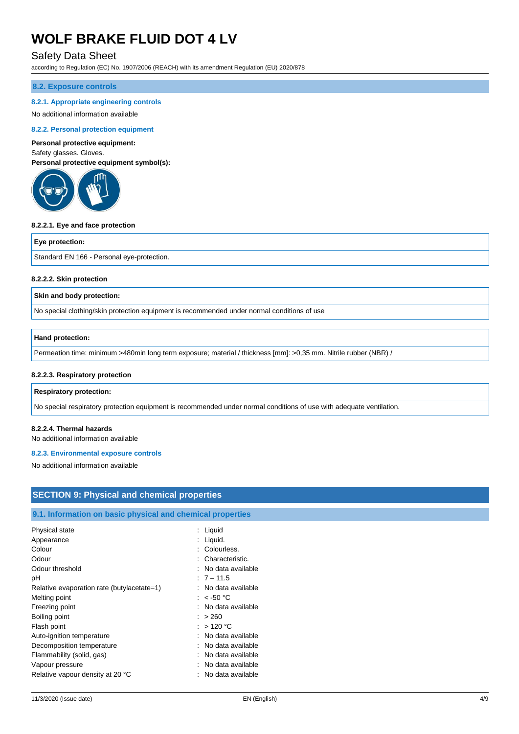### 8.2. Exposure controls

#### 8.2.1. Appropriate engineering controls

No additional information available

#### 8.2.2. Personal protection equipment

**Personal protective equipment:**

Safety glasses. Gloves.

**Personal protective equipment symbol(s):**

**8.2.2.1. Eye and face protection**

| Eye protection: |
|---|
| Standard EN 166 - Personal eye-protection. |

**8.2.2.2. Skin protection**

| Skin and body protection: |
|---|
| No special clothing/skin protection equipment is recommended under normal conditions of use |

| Hand protection: |
|---|
| Permeation time: minimum >480min long term exposure; material / thickness [mm]: >0,35 mm. Nitrile rubber (NBR) / |

**8.2.2.3. Respiratory protection**

| Respiratory protection: |
|---|
| No special respiratory protection equipment is recommended under normal conditions of use with adequate ventilation. |

**8.2.2.4. Thermal hazards**

No additional information available

#### 8.2.3. Environmental exposure controls

No additional information available

## SECTION 9: Physical and chemical properties

### 9.1. Information on basic physical and chemical properties

| | |
|---|---|
| Physical state | : Liquid |
| Appearance | : Liquid. |
| Colour | : Colourless. |
| Odour | : Characteristic. |
| Odour threshold | : No data available |
| pH | : 7 – 11.5 |
| Relative evaporation rate (butylacetate=1) | : No data available |
| Melting point | : < -50 °C |
| Freezing point | : No data available |
| Boiling point | : > 260 |
| Flash point | : > 120 °C |
| Auto-ignition temperature | : No data available |
| Decomposition temperature | : No data available |
| Flammability (solid, gas) | : No data available |
| Vapour pressure | : No data available |
| Relative vapour density at 20 °C | : No data available |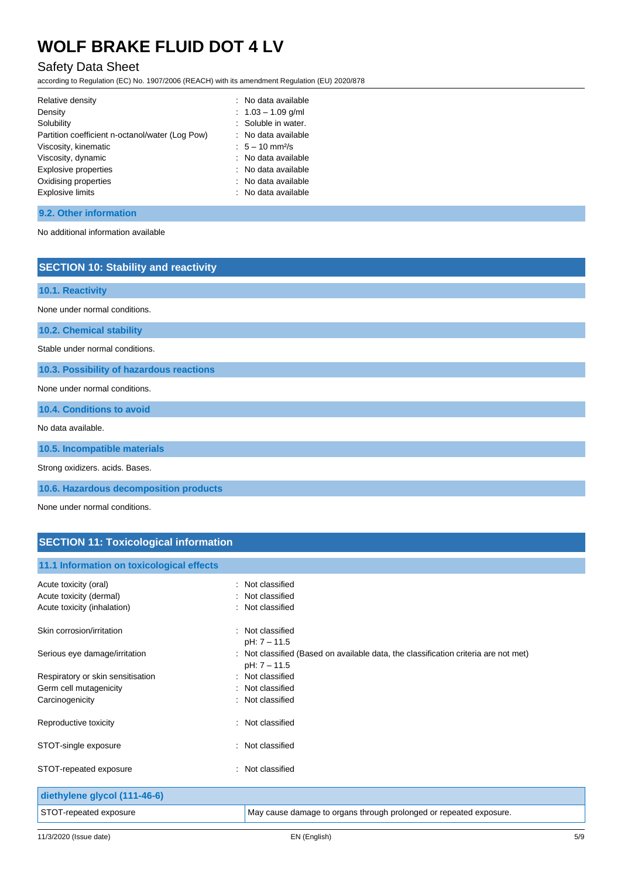| | |
|---|---|
| Relative density | : No data available |
| Density | : 1.03 – 1.09 g/ml |
| Solubility | : Soluble in water. |
| Partition coefficient n-octanol/water (Log Pow) | : No data available |
| Viscosity, kinematic | : 5 – 10 mm²/s |
| Viscosity, dynamic | : No data available |
| Explosive properties | : No data available |
| Oxidising properties | : No data available |
| Explosive limits | : No data available |

### 9.2. Other information

No additional information available

## SECTION 10: Stability and reactivity

### 10.1. Reactivity

None under normal conditions.

### 10.2. Chemical stability

Stable under normal conditions.

### 10.3. Possibility of hazardous reactions

None under normal conditions.

### 10.4. Conditions to avoid

No data available.

### 10.5. Incompatible materials

Strong oxidizers. acids. Bases.

### 10.6. Hazardous decomposition products

None under normal conditions.

## SECTION 11: Toxicological information

### 11.1 Information on toxicological effects

| | |
|---|---|
| Acute toxicity (oral) | : Not classified |
| Acute toxicity (dermal) | : Not classified |
| Acute toxicity (inhalation) | : Not classified |
| Skin corrosion/irritation | : Not classified<br>pH: 7 – 11.5 |
| Serious eye damage/irritation | : Not classified (Based on available data, the classification criteria are not met)<br>pH: 7 – 11.5 |
| Respiratory or skin sensitisation | : Not classified |
| Germ cell mutagenicity | : Not classified |
| Carcinogenicity | : Not classified |
| Reproductive toxicity | : Not classified |
| STOT-single exposure | : Not classified |
| STOT-repeated exposure | : Not classified |

| diethylene glycol (111-46-6) | |
|---|---|
| STOT-repeated exposure | May cause damage to organs through prolonged or repeated exposure. |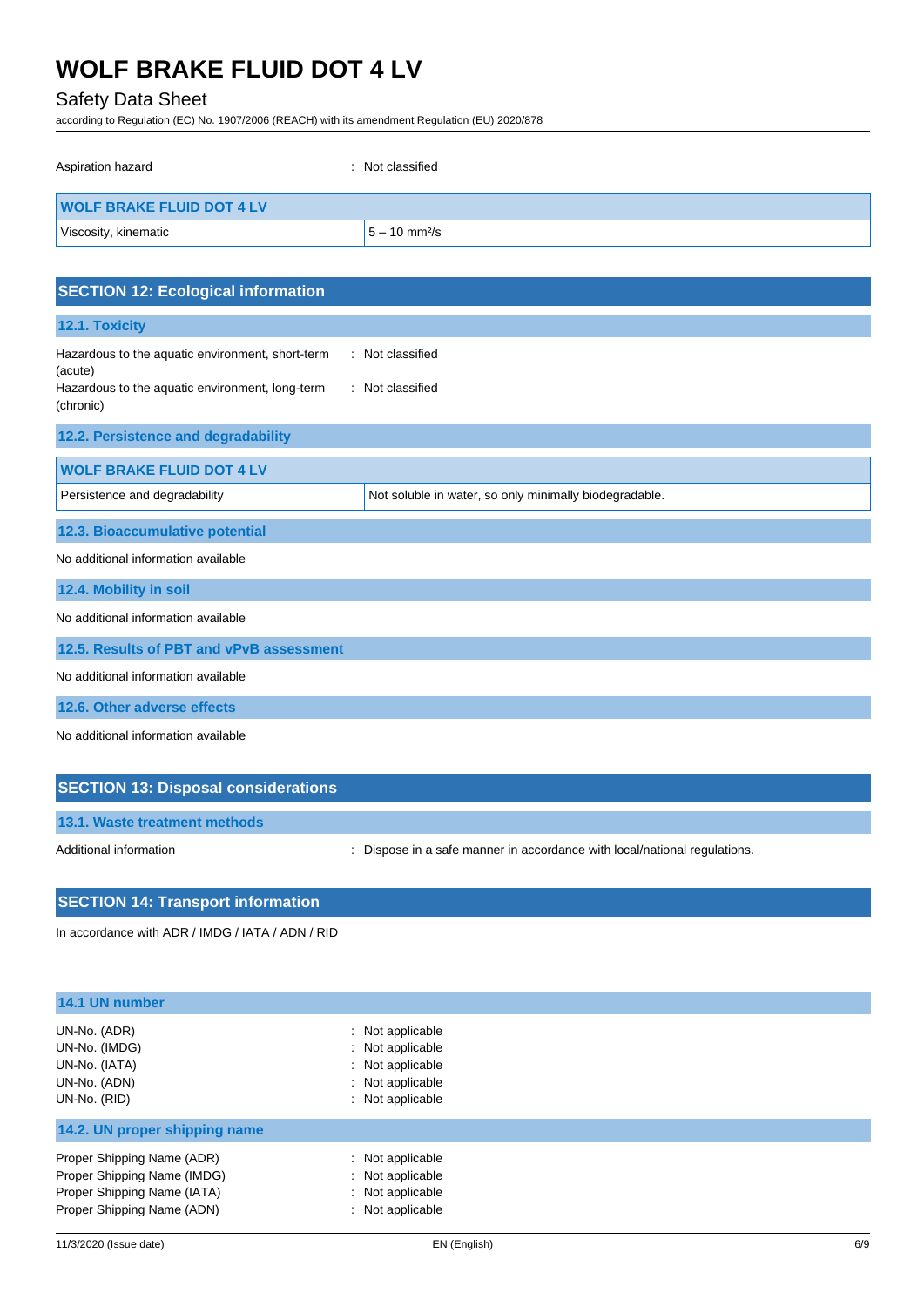Aspiration hazard : Not classified

| WOLF BRAKE FLUID DOT 4 LV | |
|---|---|
| Viscosity, kinematic | 5 – 10 $mm^2/s$ |

## SECTION 12: Ecological information

### 12.1. Toxicity

Hazardous to the aquatic environment, short-term (acute) : Not classified

Hazardous to the aquatic environment, long-term (chronic) : Not classified

### 12.2. Persistence and degradability

| WOLF BRAKE FLUID DOT 4 LV | |
|---|---|
| Persistence and degradability | Not soluble in water, so only minimally biodegradable. |

### 12.3. Bioaccumulative potential

No additional information available

### 12.4. Mobility in soil

No additional information available

### 12.5. Results of PBT and vPvB assessment

No additional information available

### 12.6. Other adverse effects

No additional information available

## SECTION 13: Disposal considerations

### 13.1. Waste treatment methods

Additional information : Dispose in a safe manner in accordance with local/national regulations.

## SECTION 14: Transport information

In accordance with ADR / IMDG / IATA / ADN / RID

### 14.1 UN number

UN-No. (ADR) : Not applicable

UN-No. (IMDG) : Not applicable

UN-No. (IATA) : Not applicable

UN-No. (ADN) : Not applicable

UN-No. (RID) : Not applicable

### 14.2. UN proper shipping name

Proper Shipping Name (ADR) : Not applicable

Proper Shipping Name (IMDG) : Not applicable

Proper Shipping Name (IATA) : Not applicable

Proper Shipping Name (ADN) : Not applicable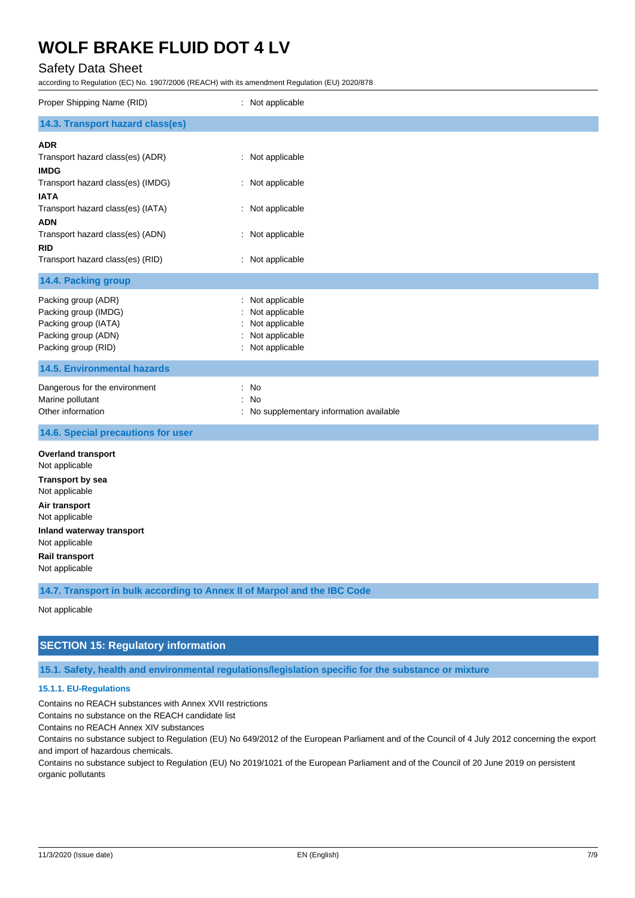Proper Shipping Name (RID) : Not applicable

### 14.3. Transport hazard class(es)

**ADR**

Transport hazard class(es) (ADR) : Not applicable

**IMDG**

Transport hazard class(es) (IMDG) : Not applicable

**IATA**

Transport hazard class(es) (IATA) : Not applicable

**ADN**

Transport hazard class(es) (ADN) : Not applicable

**RID**

Transport hazard class(es) (RID) : Not applicable

### 14.4. Packing group

Packing group (ADR) : Not applicable
Packing group (IMDG) : Not applicable
Packing group (IATA) : Not applicable
Packing group (ADN) : Not applicable
Packing group (RID) : Not applicable

### 14.5. Environmental hazards

Dangerous for the environment : No
Marine pollutant : No
Other information : No supplementary information available

### 14.6. Special precautions for user

**Overland transport**
Not applicable

**Transport by sea**
Not applicable

**Air transport**
Not applicable

**Inland waterway transport**
Not applicable

**Rail transport**
Not applicable

### 14.7. Transport in bulk according to Annex II of Marpol and the IBC Code

Not applicable

## SECTION 15: Regulatory information

### 15.1. Safety, health and environmental regulations/legislation specific for the substance or mixture

#### 15.1.1. EU-Regulations

Contains no REACH substances with Annex XVII restrictions
Contains no substance on the REACH candidate list
Contains no REACH Annex XIV substances
Contains no substance subject to Regulation (EU) No 649/2012 of the European Parliament and of the Council of 4 July 2012 concerning the export and import of hazardous chemicals.
Contains no substance subject to Regulation (EU) No 2019/1021 of the European Parliament and of the Council of 20 June 2019 on persistent organic pollutants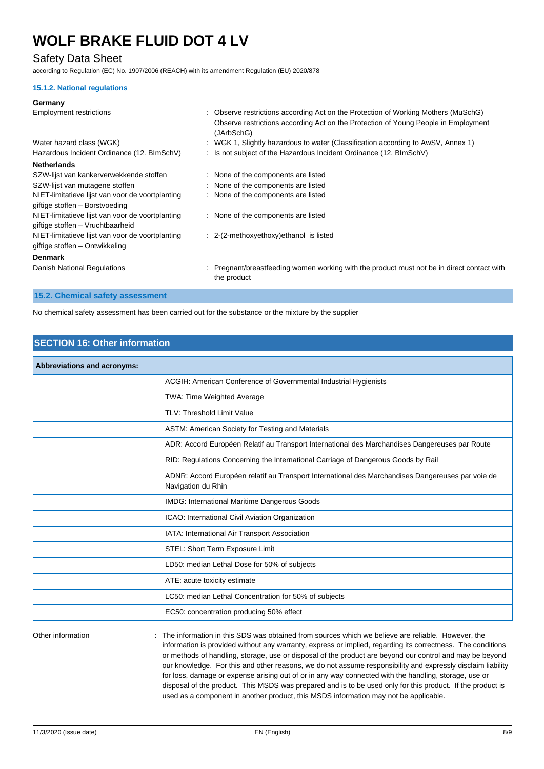#### 15.1.2. National regulations

**Germany**

Employment restrictions : Observe restrictions according Act on the Protection of Working Mothers (MuSchG)
Observe restrictions according Act on the Protection of Young People in Employment (JArbSchG)

Water hazard class (WGK) : WGK 1, Slightly hazardous to water (Classification according to AwSV, Annex 1)

Hazardous Incident Ordinance (12. BImSchV) : Is not subject of the Hazardous Incident Ordinance (12. BImSchV)

**Netherlands**

SZW-lijst van kankerverwekkende stoffen : None of the components are listed

SZW-lijst van mutagene stoffen : None of the components are listed

NIET-limitatieve lijst van voor de voortplanting giftige stoffen – Borstvoeding : None of the components are listed

NIET-limitatieve lijst van voor de voortplanting giftige stoffen – Vruchtbaarheid : None of the components are listed

NIET-limitatieve lijst van voor de voortplanting giftige stoffen – Ontwikkeling : 2-(2-methoxyethoxy)ethanol is listed

**Denmark**

Danish National Regulations : Pregnant/breastfeeding women working with the product must not be in direct contact with the product

### 15.2. Chemical safety assessment

No chemical safety assessment has been carried out for the substance or the mixture by the supplier

## SECTION 16: Other information

| Abbreviations and acronyms: | |
|---|---|
| | ACGIH: American Conference of Governmental Industrial Hygienists |
| | TWA: Time Weighted Average |
| | TLV: Threshold Limit Value |
| | ASTM: American Society for Testing and Materials |
| | ADR: Accord Européen Relatif au Transport International des Marchandises Dangereuses par Route |
| | RID: Regulations Concerning the International Carriage of Dangerous Goods by Rail |
| | ADNR: Accord Européen relatif au Transport International des Marchandises Dangereuses par voie de Navigation du Rhin |
| | IMDG: International Maritime Dangerous Goods |
| | ICAO: International Civil Aviation Organization |
| | IATA: International Air Transport Association |
| | STEL: Short Term Exposure Limit |
| | LD50: median Lethal Dose for 50% of subjects |
| | ATE: acute toxicity estimate |
| | LC50: median Lethal Concentration for 50% of subjects |
| | EC50: concentration producing 50% effect |

Other information : The information in this SDS was obtained from sources which we believe are reliable. However, the information is provided without any warranty, express or implied, regarding its correctness. The conditions or methods of handling, storage, use or disposal of the product are beyond our control and may be beyond our knowledge. For this and other reasons, we do not assume responsibility and expressly disclaim liability for loss, damage or expense arising out of or in any way connected with the handling, storage, use or disposal of the product. This MSDS was prepared and is to be used only for this product. If the product is used as a component in another product, this MSDS information may not be applicable.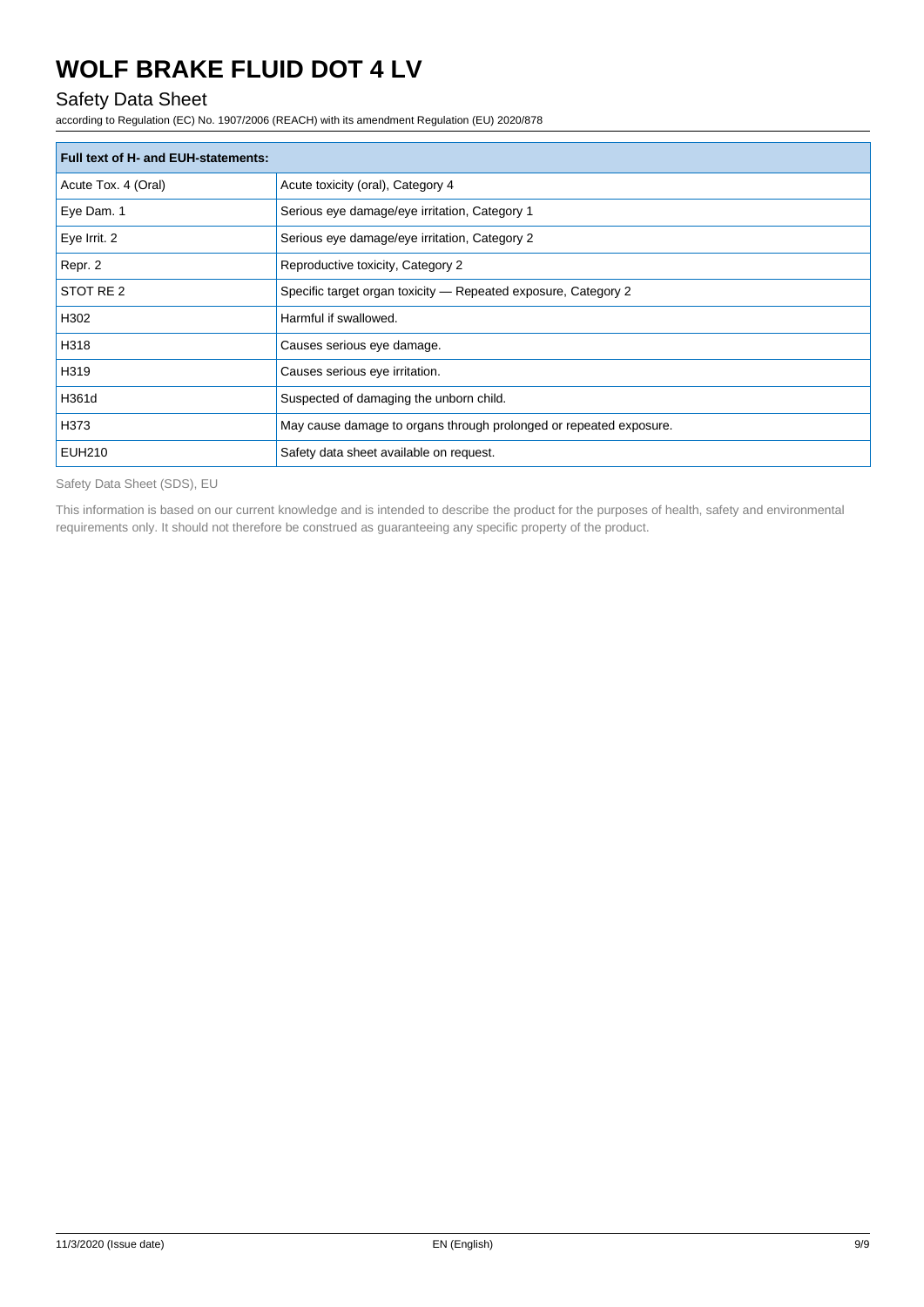# WOLF BRAKE FLUID DOT 4 LV

## Safety Data Sheet

according to Regulation (EC) No. 1907/2006 (REACH) with its amendment Regulation (EU) 2020/878

| Full text of H- and EUH-statements: | |
|---|---|
| Acute Tox. 4 (Oral) | Acute toxicity (oral), Category 4 |
| Eye Dam. 1 | Serious eye damage/eye irritation, Category 1 |
| Eye Irrit. 2 | Serious eye damage/eye irritation, Category 2 |
| Repr. 2 | Reproductive toxicity, Category 2 |
| STOT RE 2 | Specific target organ toxicity — Repeated exposure, Category 2 |
| H302 | Harmful if swallowed. |
| H318 | Causes serious eye damage. |
| H319 | Causes serious eye irritation. |
| H361d | Suspected of damaging the unborn child. |
| H373 | May cause damage to organs through prolonged or repeated exposure. |
| EUH210 | Safety data sheet available on request. |

Safety Data Sheet (SDS), EU

This information is based on our current knowledge and is intended to describe the product for the purposes of health, safety and environmental requirements only. It should not therefore be construed as guaranteeing any specific property of the product.